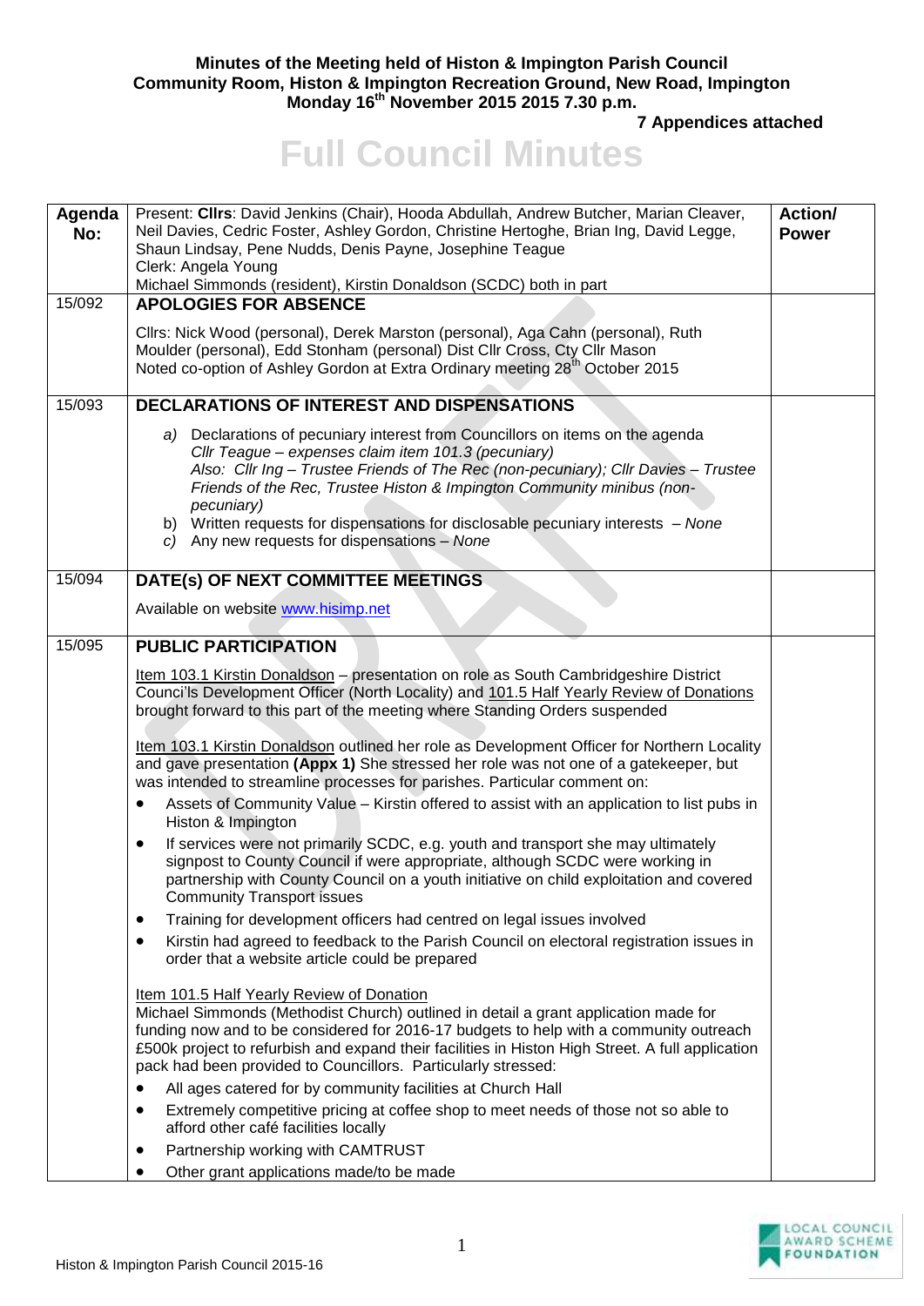**Minutes of the Meeting held of Histon & Impington Parish Council**
**Community Room, Histon & Impington Recreation Ground, New Road, Impington**
**Monday 16th November 2015 2015 7.30 p.m.**

**7 Appendices attached**

# Full Council Minutes

| Agenda No: | Present: **Cllrs**: David Jenkins (Chair), Hooda Abdullah, Andrew Butcher, Marian Cleaver, Neil Davies, Cedric Foster, Ashley Gordon, Christine Hertoghe, Brian Ing, David Legge, Shaun Lindsay, Pene Nudds, Denis Payne, Josephine Teague<br>Clerk: Angela Young<br>Michael Simmonds (resident), Kirstin Donaldson (SCDC) both in part | Action/ Power |
|---|---|---|
| 15/092 | **APOLOGIES FOR ABSENCE**<br><br>Cllrs: Nick Wood (personal), Derek Marston (personal), Aga Cahn (personal), Ruth Moulder (personal), Edd Stonham (personal) Dist Cllr Cross, Cty Cllr Mason<br>Noted co-option of Ashley Gordon at Extra Ordinary meeting 28th October 2015 | |
| 15/093 | **DECLARATIONS OF INTEREST AND DISPENSATIONS**<br><br>*a)* Declarations of pecuniary interest from Councillors on items on the agenda<br>*Cllr Teague – expenses claim item 101.3 (pecuniary)*<br>*Also: Cllr Ing – Trustee Friends of The Rec (non-pecuniary); Cllr Davies – Trustee Friends of the Rec, Trustee Histon & Impington Community minibus (non-pecuniary)*<br>b) Written requests for dispensations for disclosable pecuniary interests – *None*<br>*c)* Any new requests for dispensations – *None* | |
| 15/094 | **DATE(s) OF NEXT COMMITTEE MEETINGS**<br><br>Available on website www.hisimp.net | |
| 15/095 | **PUBLIC PARTICIPATION**<br><br>Item 103.1 Kirstin Donaldson – presentation on role as South Cambridgeshire District Counci'ls Development Officer (North Locality) and 101.5 Half Yearly Review of Donations brought forward to this part of the meeting where Standing Orders suspended<br><br>Item 103.1 Kirstin Donaldson outlined her role as Development Officer for Northern Locality and gave presentation **(Appx 1)** She stressed her role was not one of a gatekeeper, but was intended to streamline processes for parishes. Particular comment on:<br>• Assets of Community Value – Kirstin offered to assist with an application to list pubs in Histon & Impington<br>• If services were not primarily SCDC, e.g. youth and transport she may ultimately signpost to County Council if were appropriate, although SCDC were working in partnership with County Council on a youth initiative on child exploitation and covered Community Transport issues<br>• Training for development officers had centred on legal issues involved<br>• Kirstin had agreed to feedback to the Parish Council on electoral registration issues in order that a website article could be prepared<br><br>Item 101.5 Half Yearly Review of Donation<br>Michael Simmonds (Methodist Church) outlined in detail a grant application made for funding now and to be considered for 2016-17 budgets to help with a community outreach £500k project to refurbish and expand their facilities in Histon High Street. A full application pack had been provided to Councillors. Particularly stressed:<br>• All ages catered for by community facilities at Church Hall<br>• Extremely competitive pricing at coffee shop to meet needs of those not so able to afford other café facilities locally<br>• Partnership working with CAMTRUST<br>• Other grant applications made/to be made | |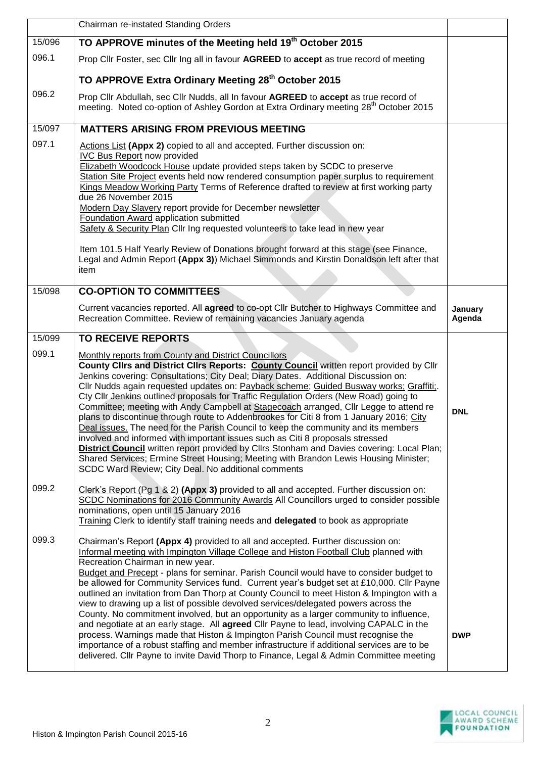| | | |
|---|---|---|
| | Chairman re-instated Standing Orders | |
| 15/096 | **TO APPROVE minutes of the Meeting held 19th October 2015** | |
| 096.1 | Prop Cllr Foster, sec Cllr Ing all in favour **AGREED** to **accept** as true record of meeting<br><br>**TO APPROVE Extra Ordinary Meeting 28th October 2015** | |
| 096.2 | Prop Cllr Abdullah, sec Cllr Nudds, all In favour **AGREED** to **accept** as true record of meeting. Noted co-option of Ashley Gordon at Extra Ordinary meeting 28th October 2015 | |
| 15/097 | **MATTERS ARISING FROM PREVIOUS MEETING** | |
| 097.1 | Actions List **(Appx 2)** copied to all and accepted. Further discussion on:<br>IVC Bus Report now provided<br>Elizabeth Woodcock House update provided steps taken by SCDC to preserve<br>Station Site Project events held now rendered consumption paper surplus to requirement<br>Kings Meadow Working Party Terms of Reference drafted to review at first working party due 26 November 2015<br>Modern Day Slavery report provide for December newsletter<br>Foundation Award application submitted<br>Safety & Security Plan Cllr Ing requested volunteers to take lead in new year<br><br>Item 101.5 Half Yearly Review of Donations brought forward at this stage (see Finance, Legal and Admin Report **(Appx 3)**) Michael Simmonds and Kirstin Donaldson left after that item | |
| 15/098 | **CO-OPTION TO COMMITTEES** | |
| | Current vacancies reported. All **agreed** to co-opt Cllr Butcher to Highways Committee and Recreation Committee. Review of remaining vacancies January agenda | **January Agenda** |
| 15/099 | **TO RECEIVE REPORTS** | |
| 099.1 | Monthly reports from County and District Councillors<br>**County Cllrs and District Cllrs Reports: County Council** written report provided by Cllr Jenkins covering: Consultations; City Deal; Diary Dates. Additional Discussion on: Cllr Nudds again requested updates on: Payback scheme; Guided Busway works; Graffiti;. Cty Cllr Jenkins outlined proposals for Traffic Regulation Orders (New Road) going to Committee; meeting with Andy Campbell at Stagecoach arranged, Cllr Legge to attend re plans to discontinue through route to Addenbrookes for Citi 8 from 1 January 2016; City Deal issues. The need for the Parish Council to keep the community and its members involved and informed with important issues such as Citi 8 proposals stressed<br>**District Council** written report provided by Cllrs Stonham and Davies covering: Local Plan; Shared Services; Ermine Street Housing; Meeting with Brandon Lewis Housing Minister; SCDC Ward Review; City Deal. No additional comments | **DNL** |
| 099.2 | Clerk's Report (Pg 1 & 2) **(Appx 3)** provided to all and accepted. Further discussion on: SCDC Nominations for 2016 Community Awards All Councillors urged to consider possible nominations, open until 15 January 2016<br>Training Clerk to identify staff training needs and **delegated** to book as appropriate | |
| 099.3 | Chairman's Report **(Appx 4)** provided to all and accepted. Further discussion on: Informal meeting with Impington Village College and Histon Football Club planned with Recreation Chairman in new year.<br>Budget and Precept - plans for seminar. Parish Council would have to consider budget to be allowed for Community Services fund. Current year's budget set at £10,000. Cllr Payne outlined an invitation from Dan Thorp at County Council to meet Histon & Impington with a view to drawing up a list of possible devolved services/delegated powers across the County. No commitment involved, but an opportunity as a larger community to influence, and negotiate at an early stage. All **agreed** Cllr Payne to lead, involving CAPALC in the process. Warnings made that Histon & Impington Parish Council must recognise the importance of a robust staffing and member infrastructure if additional services are to be delivered. Cllr Payne to invite David Thorp to Finance, Legal & Admin Committee meeting | **DWP** |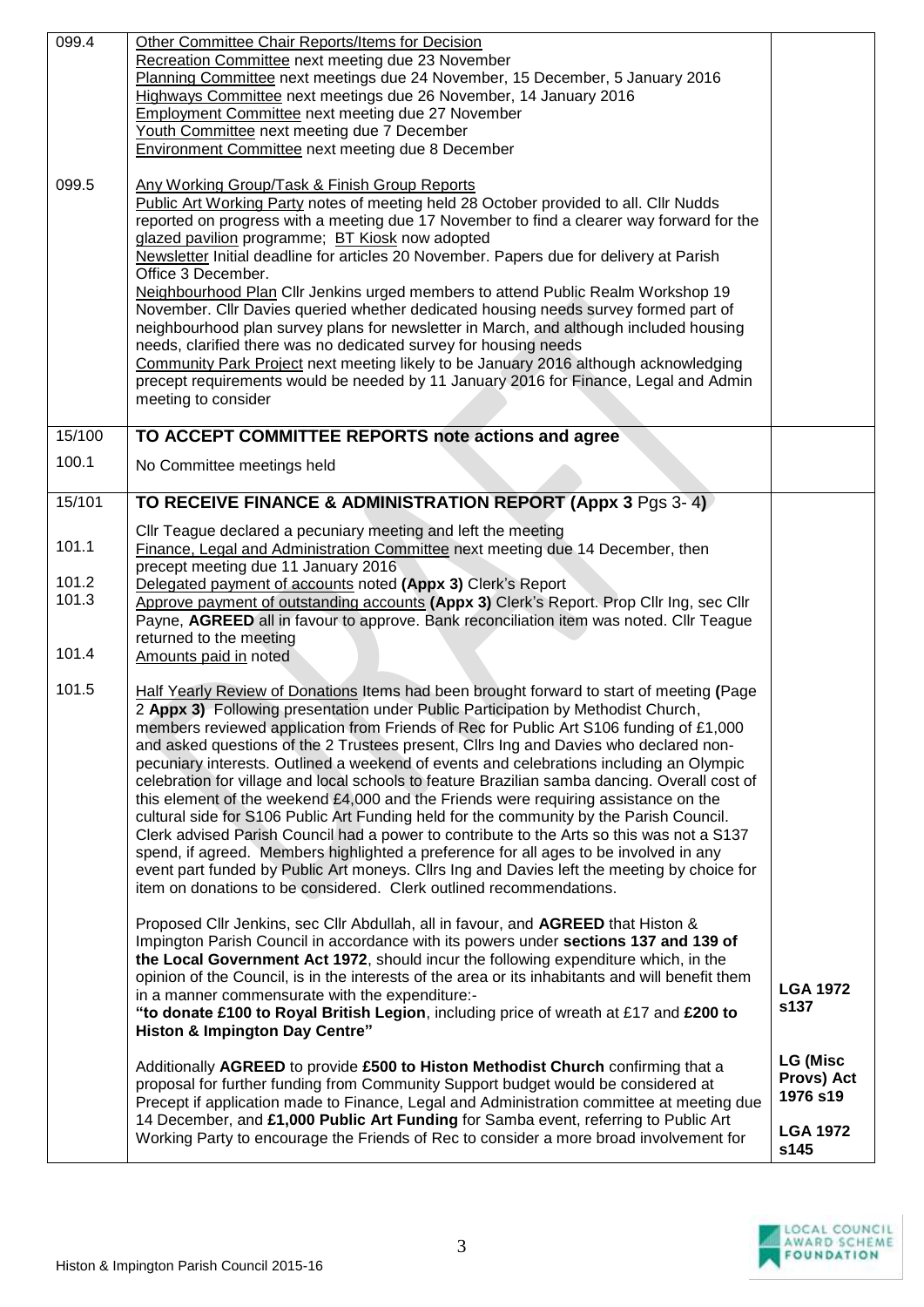| | | |
|---|---|---|
| 099.4 | Other Committee Chair Reports/Items for Decision<br>Recreation Committee next meeting due 23 November<br>Planning Committee next meetings due 24 November, 15 December, 5 January 2016<br>Highways Committee next meetings due 26 November, 14 January 2016<br>Employment Committee next meeting due 27 November<br>Youth Committee next meeting due 7 December<br>Environment Committee next meeting due 8 December | |
| 099.5 | Any Working Group/Task & Finish Group Reports<br>Public Art Working Party notes of meeting held 28 October provided to all. Cllr Nudds reported on progress with a meeting due 17 November to find a clearer way forward for the glazed pavilion programme; BT Kiosk now adopted<br>Newsletter Initial deadline for articles 20 November. Papers due for delivery at Parish Office 3 December.<br>Neighbourhood Plan Cllr Jenkins urged members to attend Public Realm Workshop 19 November. Cllr Davies queried whether dedicated housing needs survey formed part of neighbourhood plan survey plans for newsletter in March, and although included housing needs, clarified there was no dedicated survey for housing needs<br>Community Park Project next meeting likely to be January 2016 although acknowledging precept requirements would be needed by 11 January 2016 for Finance, Legal and Admin meeting to consider | |
| 15/100 | **TO ACCEPT COMMITTEE REPORTS note actions and agree** | |
| 100.1 | No Committee meetings held | |
| 15/101 | **TO RECEIVE FINANCE & ADMINISTRATION REPORT (Appx 3** Pgs 3- 4**)** | |
| 101.1 | Cllr Teague declared a pecuniary meeting and left the meeting<br>Finance, Legal and Administration Committee next meeting due 14 December, then precept meeting due 11 January 2016 | |
| 101.2 | Delegated payment of accounts noted **(Appx 3)** Clerk's Report | |
| 101.3 | Approve payment of outstanding accounts **(Appx 3)** Clerk's Report. Prop Cllr Ing, sec Cllr Payne, **AGREED** all in favour to approve. Bank reconciliation item was noted. Cllr Teague returned to the meeting | |
| 101.4 | Amounts paid in noted | |
| 101.5 | Half Yearly Review of Donations Items had been brought forward to start of meeting **(**Page 2 **Appx 3)** Following presentation under Public Participation by Methodist Church, members reviewed application from Friends of Rec for Public Art S106 funding of £1,000 and asked questions of the 2 Trustees present, Cllrs Ing and Davies who declared non-pecuniary interests. Outlined a weekend of events and celebrations including an Olympic celebration for village and local schools to feature Brazilian samba dancing. Overall cost of this element of the weekend £4,000 and the Friends were requiring assistance on the cultural side for S106 Public Art Funding held for the community by the Parish Council. Clerk advised Parish Council had a power to contribute to the Arts so this was not a S137 spend, if agreed. Members highlighted a preference for all ages to be involved in any event part funded by Public Art moneys. Cllrs Ing and Davies left the meeting by choice for item on donations to be considered. Clerk outlined recommendations.<br><br>Proposed Cllr Jenkins, sec Cllr Abdullah, all in favour, and **AGREED** that Histon & Impington Parish Council in accordance with its powers under **sections 137 and 139 of the Local Government Act 1972**, should incur the following expenditure which, in the opinion of the Council, is in the interests of the area or its inhabitants and will benefit them in a manner commensurate with the expenditure:-<br>**"to donate £100 to Royal British Legion**, including price of wreath at £17 and **£200 to Histon & Impington Day Centre"**<br><br>Additionally **AGREED** to provide **£500 to Histon Methodist Church** confirming that a proposal for further funding from Community Support budget would be considered at Precept if application made to Finance, Legal and Administration committee at meeting due 14 December, and **£1,000 Public Art Funding** for Samba event, referring to Public Art Working Party to encourage the Friends of Rec to consider a more broad involvement for | **LGA 1972 s137**<br><br>**LG (Misc Provs) Act 1976 s19**<br><br>**LGA 1972 s145** |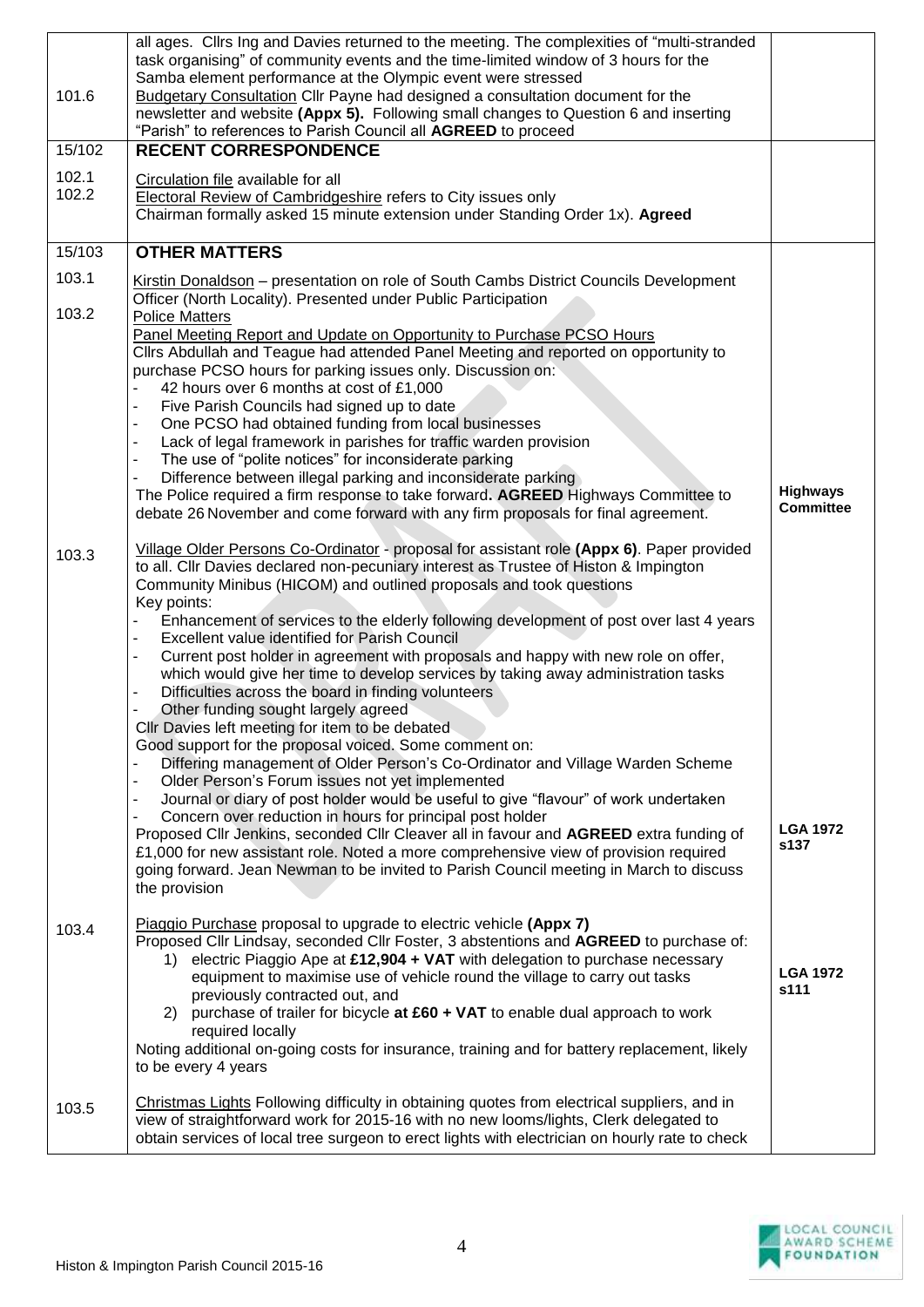| | | |
|---|---|---|
| 101.6 | all ages. Cllrs Ing and Davies returned to the meeting. The complexities of "multi-stranded task organising" of community events and the time-limited window of 3 hours for the Samba element performance at the Olympic event were stressed<br>Budgetary Consultation Cllr Payne had designed a consultation document for the newsletter and website **(Appx 5).** Following small changes to Question 6 and inserting "Parish" to references to Parish Council all **AGREED** to proceed | |
| 15/102 | **RECENT CORRESPONDENCE** | |
| 102.1<br>102.2 | Circulation file available for all<br>Electoral Review of Cambridgeshire refers to City issues only<br>Chairman formally asked 15 minute extension under Standing Order 1x). **Agreed** | |
| 15/103 | **OTHER MATTERS** | |
| 103.1 | Kirstin Donaldson – presentation on role of South Cambs District Councils Development Officer (North Locality). Presented under Public Participation | |
| 103.2 | Police Matters<br>Panel Meeting Report and Update on Opportunity to Purchase PCSO Hours<br>Cllrs Abdullah and Teague had attended Panel Meeting and reported on opportunity to purchase PCSO hours for parking issues only. Discussion on:<br>- 42 hours over 6 months at cost of £1,000<br>- Five Parish Councils had signed up to date<br>- One PCSO had obtained funding from local businesses<br>- Lack of legal framework in parishes for traffic warden provision<br>- The use of "polite notices" for inconsiderate parking<br>- Difference between illegal parking and inconsiderate parking<br>The Police required a firm response to take forward**. AGREED** Highways Committee to debate 26 November and come forward with any firm proposals for final agreement. | **Highways Committee** |
| 103.3 | Village Older Persons Co-Ordinator - proposal for assistant role **(Appx 6)**. Paper provided to all. Cllr Davies declared non-pecuniary interest as Trustee of Histon & Impington Community Minibus (HICOM) and outlined proposals and took questions<br>Key points:<br>- Enhancement of services to the elderly following development of post over last 4 years<br>- Excellent value identified for Parish Council<br>- Current post holder in agreement with proposals and happy with new role on offer, which would give her time to develop services by taking away administration tasks<br>- Difficulties across the board in finding volunteers<br>- Other funding sought largely agreed<br>Cllr Davies left meeting for item to be debated<br>Good support for the proposal voiced. Some comment on:<br>- Differing management of Older Person's Co-Ordinator and Village Warden Scheme<br>- Older Person's Forum issues not yet implemented<br>- Journal or diary of post holder would be useful to give "flavour" of work undertaken<br>- Concern over reduction in hours for principal post holder<br>Proposed Cllr Jenkins, seconded Cllr Cleaver all in favour and **AGREED** extra funding of £1,000 for new assistant role. Noted a more comprehensive view of provision required going forward. Jean Newman to be invited to Parish Council meeting in March to discuss the provision | **LGA 1972 s137** |
| 103.4 | Piaggio Purchase proposal to upgrade to electric vehicle **(Appx 7)**<br>Proposed Cllr Lindsay, seconded Cllr Foster, 3 abstentions and **AGREED** to purchase of:<br>1) electric Piaggio Ape at **£12,904 + VAT** with delegation to purchase necessary equipment to maximise use of vehicle round the village to carry out tasks previously contracted out, and<br>2) purchase of trailer for bicycle **at £60 + VAT** to enable dual approach to work required locally<br>Noting additional on-going costs for insurance, training and for battery replacement, likely to be every 4 years | **LGA 1972 s111** |
| 103.5 | Christmas Lights Following difficulty in obtaining quotes from electrical suppliers, and in view of straightforward work for 2015-16 with no new looms/lights, Clerk delegated to obtain services of local tree surgeon to erect lights with electrician on hourly rate to check | |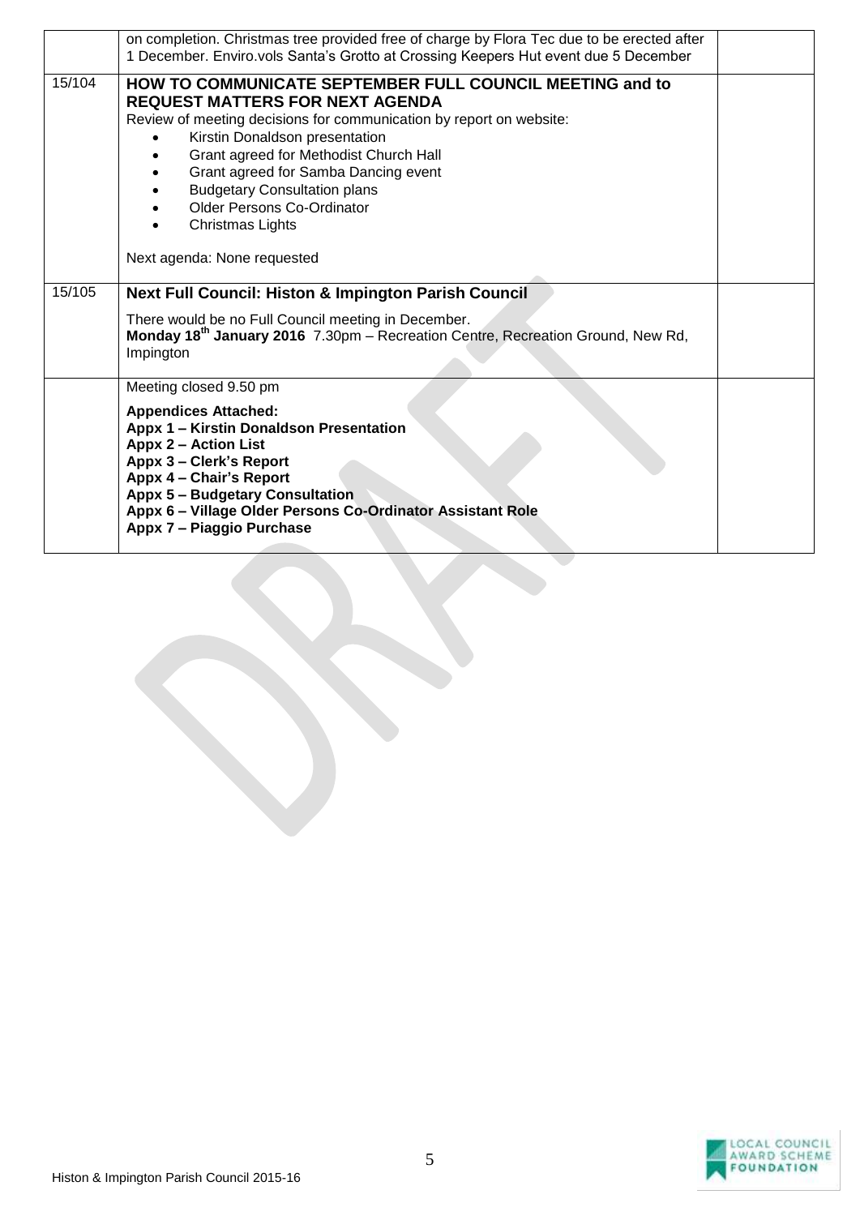| | | |
|---|---|---|
| | on completion. Christmas tree provided free of charge by Flora Tec due to be erected after 1 December. Enviro.vols Santa's Grotto at Crossing Keepers Hut event due 5 December | |
| 15/104 | **HOW TO COMMUNICATE SEPTEMBER FULL COUNCIL MEETING and to REQUEST MATTERS FOR NEXT AGENDA**<br>Review of meeting decisions for communication by report on website:<br>• Kirstin Donaldson presentation<br>• Grant agreed for Methodist Church Hall<br>• Grant agreed for Samba Dancing event<br>• Budgetary Consultation plans<br>• Older Persons Co-Ordinator<br>• Christmas Lights<br><br>Next agenda: None requested | |
| 15/105 | **Next Full Council: Histon & Impington Parish Council**<br><br>There would be no Full Council meeting in December.<br>**Monday 18th January 2016** 7.30pm – Recreation Centre, Recreation Ground, New Rd, Impington | |
| | Meeting closed 9.50 pm<br><br>**Appendices Attached:**<br>**Appx 1 – Kirstin Donaldson Presentation**<br>**Appx 2 – Action List**<br>**Appx 3 – Clerk's Report**<br>**Appx 4 – Chair's Report**<br>**Appx 5 – Budgetary Consultation**<br>**Appx 6 – Village Older Persons Co-Ordinator Assistant Role**<br>**Appx 7 – Piaggio Purchase** | |